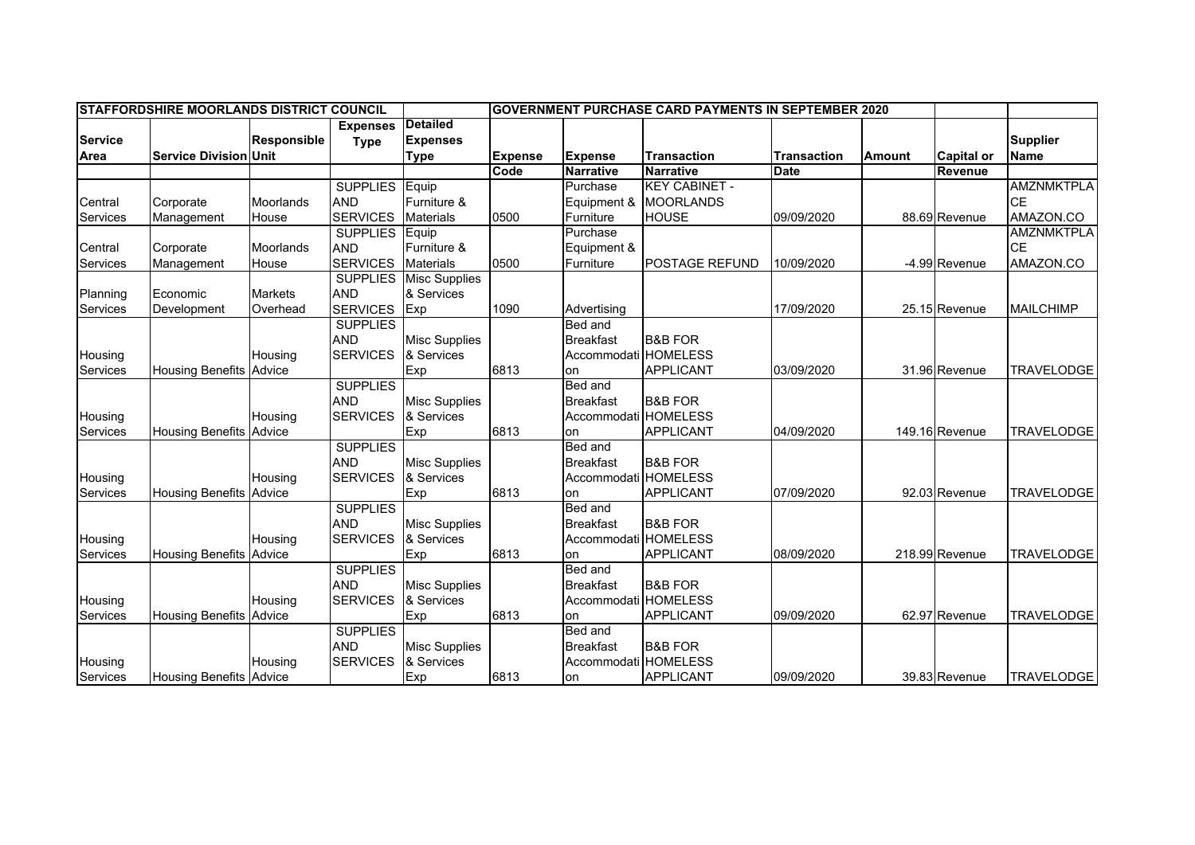| STAFFORDSHIRE MOORLANDS DISTRICT COUNCIL | | | | | GOVERNMENT PURCHASE CARD PAYMENTS IN SEPTEMBER 2020 | | | | | | |
|---|---|---|---|---|---|---|---|---|---|---|---|
| Service Area | Service Division | Responsible Unit | Expenses Type | Detailed Expenses Type | Expense Code | Expense Narrative | Transaction Narrative | Transaction Date | Amount | Capital or Revenue | Supplier Name |
| Central Services | Corporate Management | Moorlands House | SUPPLIES AND SERVICES | Equip Furniture & Materials | 0500 | Purchase Equipment & Furniture | KEY CABINET - MOORLANDS HOUSE | 09/09/2020 | 88.69 | Revenue | AMZNMKTPLACE AMAZON.CO |
| Central Services | Corporate Management | Moorlands House | SUPPLIES AND SERVICES | Equip Furniture & Materials | 0500 | Purchase Equipment & Furniture | POSTAGE REFUND | 10/09/2020 | -4.99 | Revenue | AMZNMKTPLACE AMAZON.CO |
| Planning Services | Economic Development | Markets Overhead | SUPPLIES AND SERVICES | Misc Supplies & Services Exp | 1090 | Advertising | | 17/09/2020 | 25.15 | Revenue | MAILCHIMP |
| Housing Services | Housing Benefits | Housing Advice | SUPPLIES AND SERVICES | Misc Supplies & Services Exp | 6813 | Bed and Breakfast Accommodation | B&B FOR HOMELESS APPLICANT | 03/09/2020 | 31.96 | Revenue | TRAVELODGE |
| Housing Services | Housing Benefits | Housing Advice | SUPPLIES AND SERVICES | Misc Supplies & Services Exp | 6813 | Bed and Breakfast Accommodation | B&B FOR HOMELESS APPLICANT | 04/09/2020 | 149.16 | Revenue | TRAVELODGE |
| Housing Services | Housing Benefits | Housing Advice | SUPPLIES AND SERVICES | Misc Supplies & Services Exp | 6813 | Bed and Breakfast Accommodation | B&B FOR HOMELESS APPLICANT | 07/09/2020 | 92.03 | Revenue | TRAVELODGE |
| Housing Services | Housing Benefits | Housing Advice | SUPPLIES AND SERVICES | Misc Supplies & Services Exp | 6813 | Bed and Breakfast Accommodation | B&B FOR HOMELESS APPLICANT | 08/09/2020 | 218.99 | Revenue | TRAVELODGE |
| Housing Services | Housing Benefits | Housing Advice | SUPPLIES AND SERVICES | Misc Supplies & Services Exp | 6813 | Bed and Breakfast Accommodation | B&B FOR HOMELESS APPLICANT | 09/09/2020 | 62.97 | Revenue | TRAVELODGE |
| Housing Services | Housing Benefits | Housing Advice | SUPPLIES AND SERVICES | Misc Supplies & Services Exp | 6813 | Bed and Breakfast Accommodation | B&B FOR HOMELESS APPLICANT | 09/09/2020 | 39.83 | Revenue | TRAVELODGE |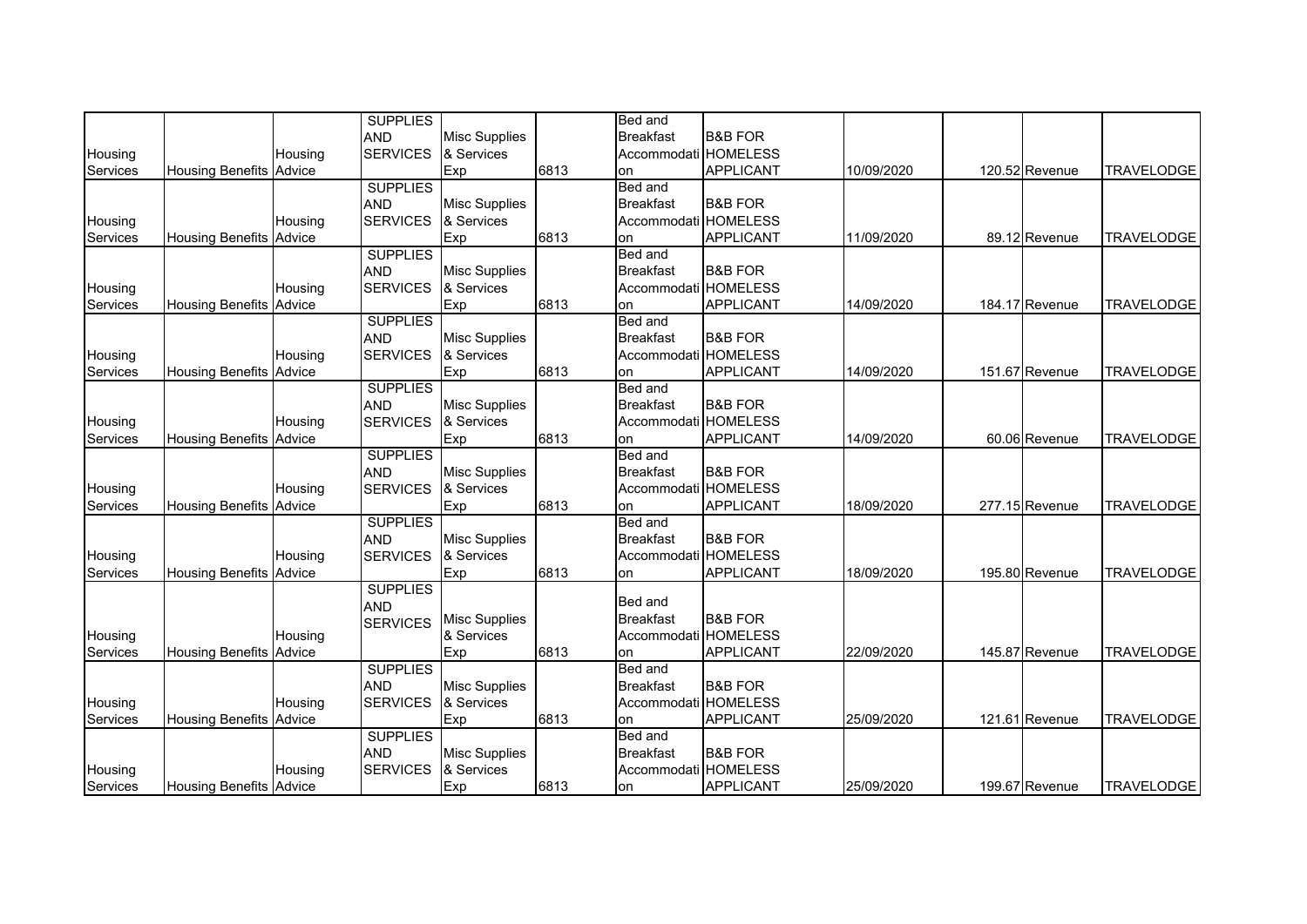| | | | | | | | | | | | |
|---|---|---|---|---|---|---|---|---|---|---|---|
| Housing Services | Housing Benefits | Housing Advice | SUPPLIES AND SERVICES | Misc Supplies & Services Exp | 6813 | Bed and Breakfast Accommodation | B&B FOR HOMELESS APPLICANT | 10/09/2020 | 120.52 | Revenue | TRAVELODGE |
| Housing Services | Housing Benefits | Housing Advice | SUPPLIES AND SERVICES | Misc Supplies & Services Exp | 6813 | Bed and Breakfast Accommodation | B&B FOR HOMELESS APPLICANT | 11/09/2020 | 89.12 | Revenue | TRAVELODGE |
| Housing Services | Housing Benefits | Housing Advice | SUPPLIES AND SERVICES | Misc Supplies & Services Exp | 6813 | Bed and Breakfast Accommodation | B&B FOR HOMELESS APPLICANT | 14/09/2020 | 184.17 | Revenue | TRAVELODGE |
| Housing Services | Housing Benefits | Housing Advice | SUPPLIES AND SERVICES | Misc Supplies & Services Exp | 6813 | Bed and Breakfast Accommodation | B&B FOR HOMELESS APPLICANT | 14/09/2020 | 151.67 | Revenue | TRAVELODGE |
| Housing Services | Housing Benefits | Housing Advice | SUPPLIES AND SERVICES | Misc Supplies & Services Exp | 6813 | Bed and Breakfast Accommodation | B&B FOR HOMELESS APPLICANT | 14/09/2020 | 60.06 | Revenue | TRAVELODGE |
| Housing Services | Housing Benefits | Housing Advice | SUPPLIES AND SERVICES | Misc Supplies & Services Exp | 6813 | Bed and Breakfast Accommodation | B&B FOR HOMELESS APPLICANT | 18/09/2020 | 277.15 | Revenue | TRAVELODGE |
| Housing Services | Housing Benefits | Housing Advice | SUPPLIES AND SERVICES | Misc Supplies & Services Exp | 6813 | Bed and Breakfast Accommodation | B&B FOR HOMELESS APPLICANT | 18/09/2020 | 195.80 | Revenue | TRAVELODGE |
| Housing Services | Housing Benefits | Housing Advice | SUPPLIES AND SERVICES | Misc Supplies & Services Exp | 6813 | Bed and Breakfast Accommodation | B&B FOR HOMELESS APPLICANT | 22/09/2020 | 145.87 | Revenue | TRAVELODGE |
| Housing Services | Housing Benefits | Housing Advice | SUPPLIES AND SERVICES | Misc Supplies & Services Exp | 6813 | Bed and Breakfast Accommodation | B&B FOR HOMELESS APPLICANT | 25/09/2020 | 121.61 | Revenue | TRAVELODGE |
| Housing Services | Housing Benefits | Housing Advice | SUPPLIES AND SERVICES | Misc Supplies & Services Exp | 6813 | Bed and Breakfast Accommodation | B&B FOR HOMELESS APPLICANT | 25/09/2020 | 199.67 | Revenue | TRAVELODGE |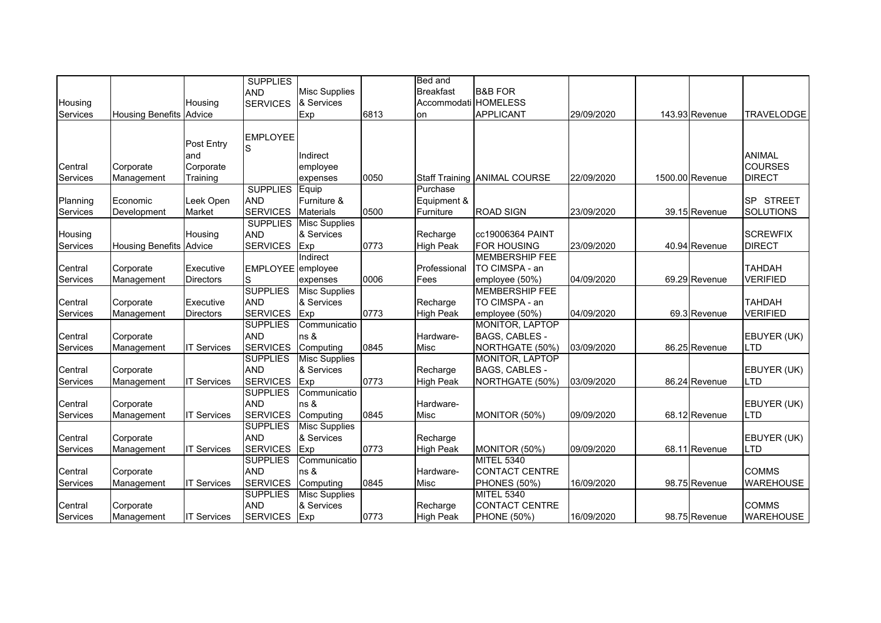| | | | | | | | | | | | |
|---|---|---|---|---|---|---|---|---|---|---|---|
| Housing Services | Housing Benefits | Housing Advice | SUPPLIES AND SERVICES | Misc Supplies & Services Exp | 6813 | Bed and Breakfast Accommodation | B&B FOR HOMELESS APPLICANT | 29/09/2020 | 143.93 | Revenue | TRAVELODGE |
| Central Services | Corporate Management | Post Entry and Corporate Training | EMPLOYEES | Indirect employee expenses | 0050 | Staff Training | ANIMAL COURSE | 22/09/2020 | 1500.00 | Revenue | ANIMAL COURSES DIRECT |
| Planning Services | Economic Development | Leek Open Market | SUPPLIES AND SERVICES | Equip Furniture & Materials | 0500 | Purchase Equipment & Furniture | ROAD SIGN | 23/09/2020 | 39.15 | Revenue | SP STREET SOLUTIONS |
| Housing Services | Housing Benefits | Housing Advice | SUPPLIES AND SERVICES | Misc Supplies & Services Exp | 0773 | Recharge High Peak | cc19006364 PAINT FOR HOUSING | 23/09/2020 | 40.94 | Revenue | SCREWFIX DIRECT |
| Central Services | Corporate Management | Executive Directors | EMPLOYEES | Indirect employee expenses | 0006 | Professional Fees | MEMBERSHIP FEE TO CIMSPA - an employee (50%) | 04/09/2020 | 69.29 | Revenue | TAHDAH VERIFIED |
| Central Services | Corporate Management | Executive Directors | SUPPLIES AND SERVICES | Misc Supplies & Services Exp | 0773 | Recharge High Peak | MEMBERSHIP FEE TO CIMSPA - an employee (50%) | 04/09/2020 | 69.3 | Revenue | TAHDAH VERIFIED |
| Central Services | Corporate Management | IT Services | SUPPLIES AND SERVICES | Communications & Computing | 0845 | Hardware-Misc | MONITOR, LAPTOP BAGS, CABLES - NORTHGATE (50%) | 03/09/2020 | 86.25 | Revenue | EBUYER (UK) LTD |
| Central Services | Corporate Management | IT Services | SUPPLIES AND SERVICES | Misc Supplies & Services Exp | 0773 | Recharge High Peak | MONITOR, LAPTOP BAGS, CABLES - NORTHGATE (50%) | 03/09/2020 | 86.24 | Revenue | EBUYER (UK) LTD |
| Central Services | Corporate Management | IT Services | SUPPLIES AND SERVICES | Communications & Computing | 0845 | Hardware-Misc | MONITOR (50%) | 09/09/2020 | 68.12 | Revenue | EBUYER (UK) LTD |
| Central Services | Corporate Management | IT Services | SUPPLIES AND SERVICES | Misc Supplies & Services Exp | 0773 | Recharge High Peak | MONITOR (50%) | 09/09/2020 | 68.11 | Revenue | EBUYER (UK) LTD |
| Central Services | Corporate Management | IT Services | SUPPLIES AND SERVICES | Communications & Computing | 0845 | Hardware-Misc | MITEL 5340 CONTACT CENTRE PHONES (50%) | 16/09/2020 | 98.75 | Revenue | COMMS WAREHOUSE |
| Central Services | Corporate Management | IT Services | SUPPLIES AND SERVICES | Misc Supplies & Services Exp | 0773 | Recharge High Peak | MITEL 5340 CONTACT CENTRE PHONE (50%) | 16/09/2020 | 98.75 | Revenue | COMMS WAREHOUSE |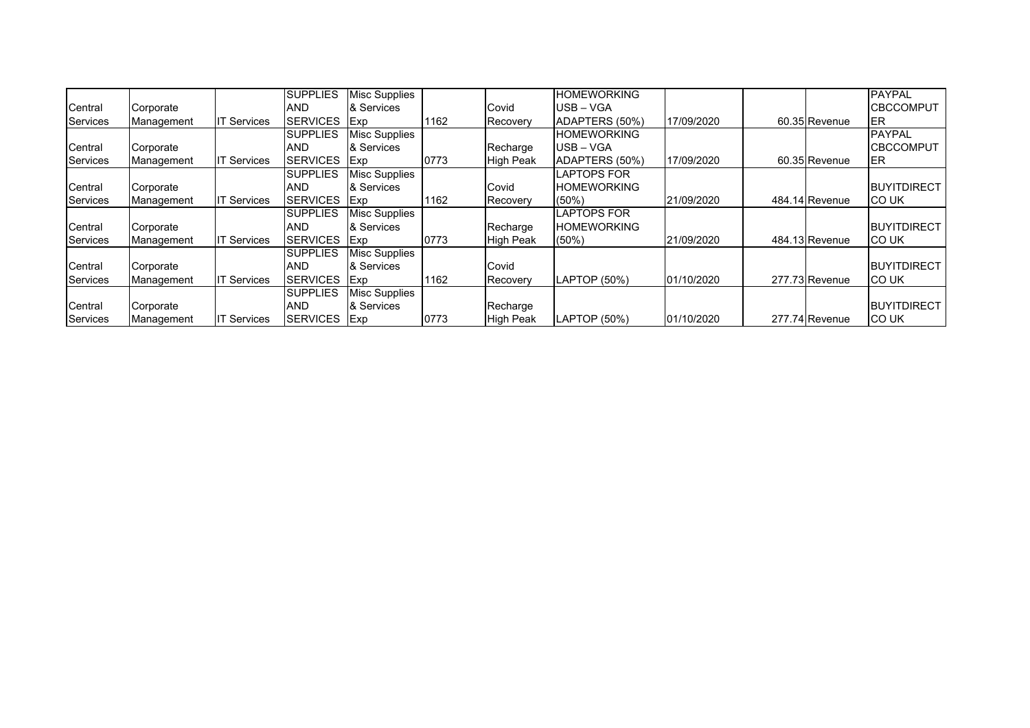| | | | | | | | | | | | |
|---|---|---|---|---|---|---|---|---|---|---|---|
| Central Services | Corporate Management | IT Services | SUPPLIES AND SERVICES | Misc Supplies & Services Exp | 1162 | Covid Recovery | HOMEWORKING USB – VGA ADAPTERS (50%) | 17/09/2020 | 60.35 | Revenue | PAYPAL CBCCOMPUTER |
| Central Services | Corporate Management | IT Services | SUPPLIES AND SERVICES | Misc Supplies & Services Exp | 0773 | Recharge High Peak | HOMEWORKING USB – VGA ADAPTERS (50%) | 17/09/2020 | 60.35 | Revenue | PAYPAL CBCCOMPUTER |
| Central Services | Corporate Management | IT Services | SUPPLIES AND SERVICES | Misc Supplies & Services Exp | 1162 | Covid Recovery | LAPTOPS FOR HOMEWORKING (50%) | 21/09/2020 | 484.14 | Revenue | BUYITDIRECT CO UK |
| Central Services | Corporate Management | IT Services | SUPPLIES AND SERVICES | Misc Supplies & Services Exp | 0773 | Recharge High Peak | LAPTOPS FOR HOMEWORKING (50%) | 21/09/2020 | 484.13 | Revenue | BUYITDIRECT CO UK |
| Central Services | Corporate Management | IT Services | SUPPLIES AND SERVICES | Misc Supplies & Services Exp | 1162 | Covid Recovery | LAPTOP (50%) | 01/10/2020 | 277.73 | Revenue | BUYITDIRECT CO UK |
| Central Services | Corporate Management | IT Services | SUPPLIES AND SERVICES | Misc Supplies & Services Exp | 0773 | Recharge High Peak | LAPTOP (50%) | 01/10/2020 | 277.74 | Revenue | BUYITDIRECT CO UK |